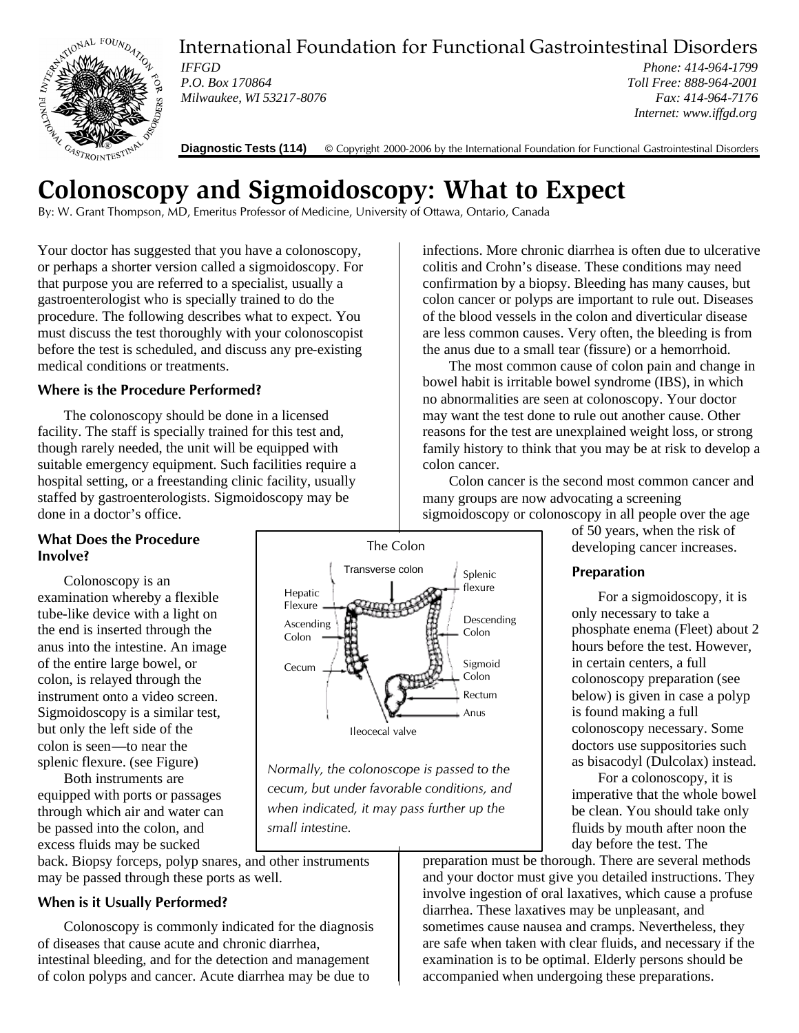International Foundation for Functional Gastrointestinal Disorders

*IFFGD*
*P.O. Box 170864*
*Milwaukee, WI 53217-8076*

*Phone: 414-964-1799*
*Toll Free: 888-964-2001*
*Fax: 414-964-7176*
*Internet: www.iffgd.org*

**Diagnostic Tests (114)** © Copyright 2000-2006 by the International Foundation for Functional Gastrointestinal Disorders

# Colonoscopy and Sigmoidoscopy: What to Expect

By: W. Grant Thompson, MD, Emeritus Professor of Medicine, University of Ottawa, Ontario, Canada

Your doctor has suggested that you have a colonoscopy, or perhaps a shorter version called a sigmoidoscopy. For that purpose you are referred to a specialist, usually a gastroenterologist who is specially trained to do the procedure. The following describes what to expect. You must discuss the test thoroughly with your colonoscopist before the test is scheduled, and discuss any pre-existing medical conditions or treatments.

### Where is the Procedure Performed?

The colonoscopy should be done in a licensed facility. The staff is specially trained for this test and, though rarely needed, the unit will be equipped with suitable emergency equipment. Such facilities require a hospital setting, or a freestanding clinic facility, usually staffed by gastroenterologists. Sigmoidoscopy may be done in a doctor's office.

### What Does the Procedure Involve?

Colonoscopy is an examination whereby a flexible tube-like device with a light on the end is inserted through the anus into the intestine. An image of the entire large bowel, or colon, is relayed through the instrument onto a video screen. Sigmoidoscopy is a similar test, but only the left side of the colon is seen—to near the splenic flexure. (see Figure)

Both instruments are equipped with ports or passages through which air and water can be passed into the colon, and excess fluids may be sucked back. Biopsy forceps, polyp snares, and other instruments may be passed through these ports as well.

The Colon

Transverse colon, Splenic flexure, Hepatic Flexure, Descending Colon, Ascending Colon, Sigmoid Colon, Cecum, Rectum, Anus, Ileocecal valve

*Normally, the colonoscope is passed to the cecum, but under favorable conditions, and when indicated, it may pass further up the small intestine.*

### When is it Usually Performed?

Colonoscopy is commonly indicated for the diagnosis of diseases that cause acute and chronic diarrhea, intestinal bleeding, and for the detection and management of colon polyps and cancer. Acute diarrhea may be due to infections. More chronic diarrhea is often due to ulcerative colitis and Crohn's disease. These conditions may need confirmation by a biopsy. Bleeding has many causes, but colon cancer or polyps are important to rule out. Diseases of the blood vessels in the colon and diverticular disease are less common causes. Very often, the bleeding is from the anus due to a small tear (fissure) or a hemorrhoid.

The most common cause of colon pain and change in bowel habit is irritable bowel syndrome (IBS), in which no abnormalities are seen at colonoscopy. Your doctor may want the test done to rule out another cause. Other reasons for the test are unexplained weight loss, or strong family history to think that you may be at risk to develop a colon cancer.

Colon cancer is the second most common cancer and many groups are now advocating a screening sigmoidoscopy or colonoscopy in all people over the age of 50 years, when the risk of developing cancer increases.

### Preparation

For a sigmoidoscopy, it is only necessary to take a phosphate enema (Fleet) about 2 hours before the test. However, in certain centers, a full colonoscopy preparation (see below) is given in case a polyp is found making a full colonoscopy necessary. Some doctors use suppositories such as bisacodyl (Dulcolax) instead.

For a colonoscopy, it is imperative that the whole bowel be clean. You should take only fluids by mouth after noon the day before the test. The preparation must be thorough. There are several methods and your doctor must give you detailed instructions. They involve ingestion of oral laxatives, which cause a profuse diarrhea. These laxatives may be unpleasant, and sometimes cause nausea and cramps. Nevertheless, they are safe when taken with clear fluids, and necessary if the examination is to be optimal. Elderly persons should be accompanied when undergoing these preparations.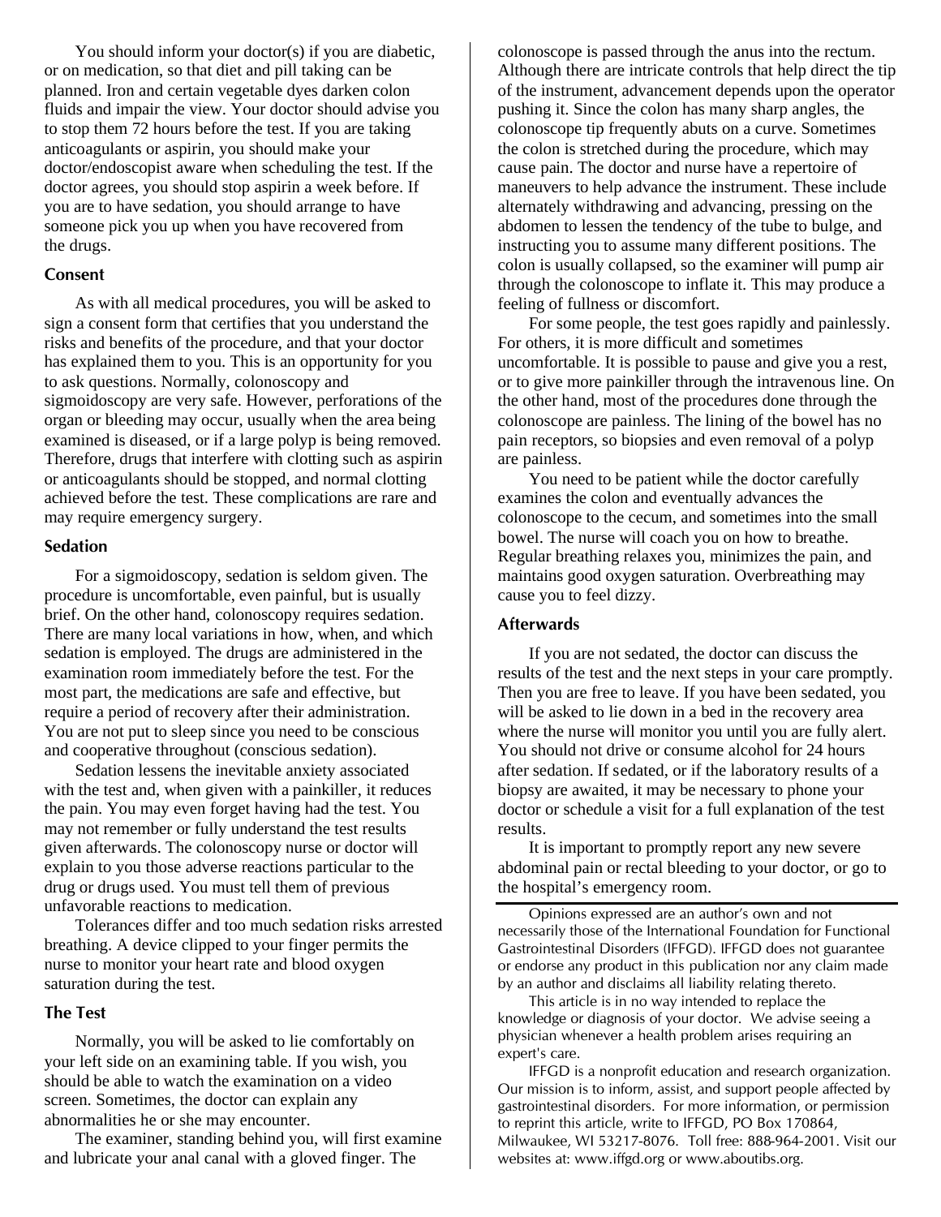You should inform your doctor(s) if you are diabetic, or on medication, so that diet and pill taking can be planned. Iron and certain vegetable dyes darken colon fluids and impair the view. Your doctor should advise you to stop them 72 hours before the test. If you are taking anticoagulants or aspirin, you should make your doctor/endoscopist aware when scheduling the test. If the doctor agrees, you should stop aspirin a week before. If you are to have sedation, you should arrange to have someone pick you up when you have recovered from the drugs.

### Consent

As with all medical procedures, you will be asked to sign a consent form that certifies that you understand the risks and benefits of the procedure, and that your doctor has explained them to you. This is an opportunity for you to ask questions. Normally, colonoscopy and sigmoidoscopy are very safe. However, perforations of the organ or bleeding may occur, usually when the area being examined is diseased, or if a large polyp is being removed. Therefore, drugs that interfere with clotting such as aspirin or anticoagulants should be stopped, and normal clotting achieved before the test. These complications are rare and may require emergency surgery.

### Sedation

For a sigmoidoscopy, sedation is seldom given. The procedure is uncomfortable, even painful, but is usually brief. On the other hand, colonoscopy requires sedation. There are many local variations in how, when, and which sedation is employed. The drugs are administered in the examination room immediately before the test. For the most part, the medications are safe and effective, but require a period of recovery after their administration. You are not put to sleep since you need to be conscious and cooperative throughout (conscious sedation).

Sedation lessens the inevitable anxiety associated with the test and, when given with a painkiller, it reduces the pain. You may even forget having had the test. You may not remember or fully understand the test results given afterwards. The colonoscopy nurse or doctor will explain to you those adverse reactions particular to the drug or drugs used. You must tell them of previous unfavorable reactions to medication.

Tolerances differ and too much sedation risks arrested breathing. A device clipped to your finger permits the nurse to monitor your heart rate and blood oxygen saturation during the test.

### The Test

Normally, you will be asked to lie comfortably on your left side on an examining table. If you wish, you should be able to watch the examination on a video screen. Sometimes, the doctor can explain any abnormalities he or she may encounter.

The examiner, standing behind you, will first examine and lubricate your anal canal with a gloved finger. The colonoscope is passed through the anus into the rectum. Although there are intricate controls that help direct the tip of the instrument, advancement depends upon the operator pushing it. Since the colon has many sharp angles, the colonoscope tip frequently abuts on a curve. Sometimes the colon is stretched during the procedure, which may cause pain. The doctor and nurse have a repertoire of maneuvers to help advance the instrument. These include alternately withdrawing and advancing, pressing on the abdomen to lessen the tendency of the tube to bulge, and instructing you to assume many different positions. The colon is usually collapsed, so the examiner will pump air through the colonoscope to inflate it. This may produce a feeling of fullness or discomfort.

For some people, the test goes rapidly and painlessly. For others, it is more difficult and sometimes uncomfortable. It is possible to pause and give you a rest, or to give more painkiller through the intravenous line. On the other hand, most of the procedures done through the colonoscope are painless. The lining of the bowel has no pain receptors, so biopsies and even removal of a polyp are painless.

You need to be patient while the doctor carefully examines the colon and eventually advances the colonoscope to the cecum, and sometimes into the small bowel. The nurse will coach you on how to breathe. Regular breathing relaxes you, minimizes the pain, and maintains good oxygen saturation. Overbreathing may cause you to feel dizzy.

### Afterwards

If you are not sedated, the doctor can discuss the results of the test and the next steps in your care promptly. Then you are free to leave. If you have been sedated, you will be asked to lie down in a bed in the recovery area where the nurse will monitor you until you are fully alert. You should not drive or consume alcohol for 24 hours after sedation. If sedated, or if the laboratory results of a biopsy are awaited, it may be necessary to phone your doctor or schedule a visit for a full explanation of the test results.

It is important to promptly report any new severe abdominal pain or rectal bleeding to your doctor, or go to the hospital's emergency room.

---

Opinions expressed are an author's own and not necessarily those of the International Foundation for Functional Gastrointestinal Disorders (IFFGD). IFFGD does not guarantee or endorse any product in this publication nor any claim made by an author and disclaims all liability relating thereto.

This article is in no way intended to replace the knowledge or diagnosis of your doctor. We advise seeing a physician whenever a health problem arises requiring an expert's care.

IFFGD is a nonprofit education and research organization. Our mission is to inform, assist, and support people affected by gastrointestinal disorders. For more information, or permission to reprint this article, write to IFFGD, PO Box 170864, Milwaukee, WI 53217-8076. Toll free: 888-964-2001. Visit our websites at: www.iffgd.org or www.aboutibs.org.